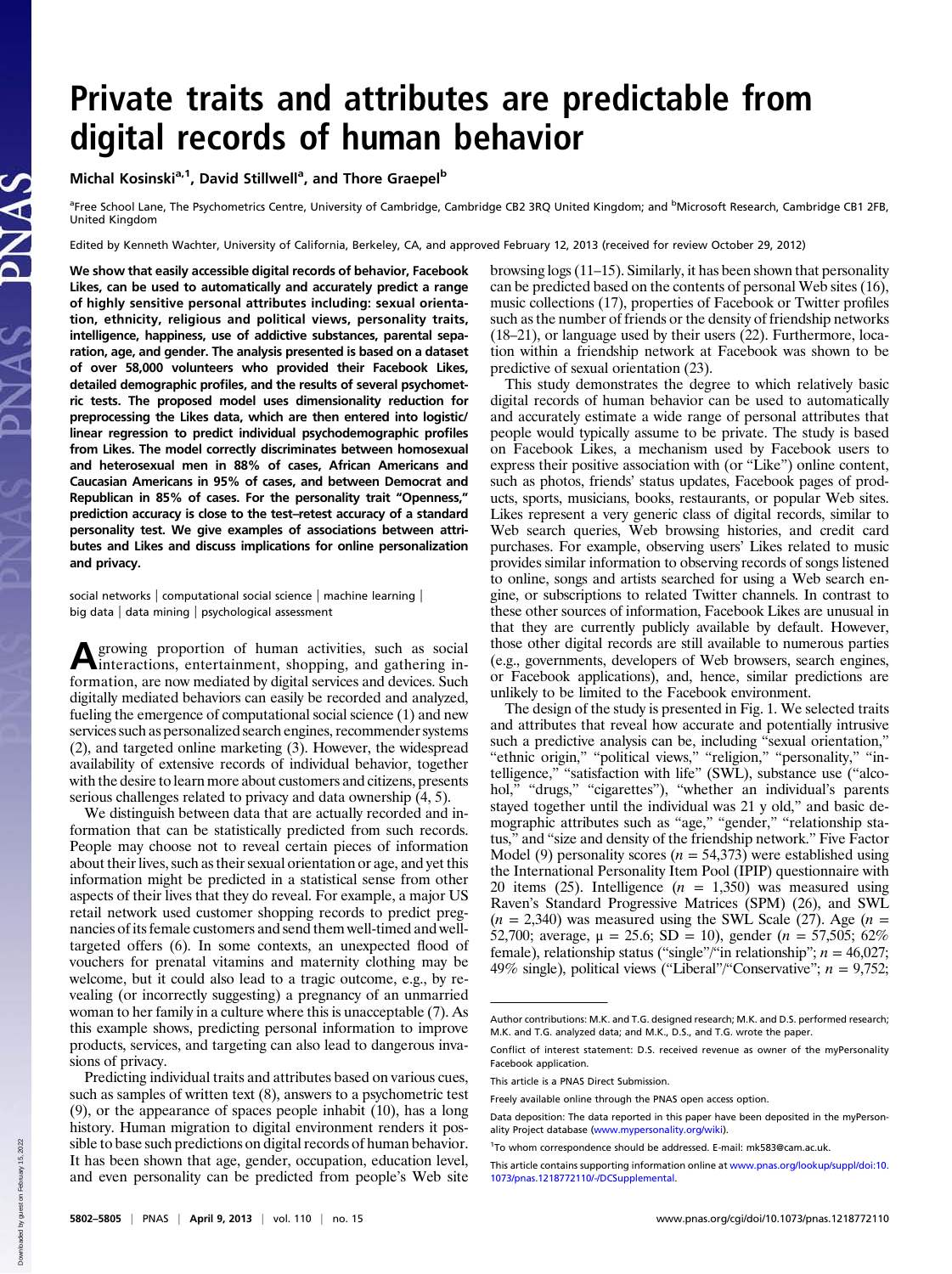# Private traits and attributes are predictable from digital records of human behavior

Michal Kosinski[a,1], David Stillwell[a], and Thore Graepel[b]

[a]Free School Lane, The Psychometrics Centre, University of Cambridge, Cambridge CB2 3RQ United Kingdom; and [b]Microsoft Research, Cambridge CB1 2FB, United Kingdom

Edited by Kenneth Wachter, University of California, Berkeley, CA, and approved February 12, 2013 (received for review October 29, 2012)

**We show that easily accessible digital records of behavior, Facebook Likes, can be used to automatically and accurately predict a range of highly sensitive personal attributes including: sexual orientation, ethnicity, religious and political views, personality traits, intelligence, happiness, use of addictive substances, parental separation, age, and gender. The analysis presented is based on a dataset of over 58,000 volunteers who provided their Facebook Likes, detailed demographic profiles, and the results of several psychometric tests. The proposed model uses dimensionality reduction for preprocessing the Likes data, which are then entered into logistic/linear regression to predict individual psychodemographic profiles from Likes. The model correctly discriminates between homosexual and heterosexual men in 88% of cases, African Americans and Caucasian Americans in 95% of cases, and between Democrat and Republican in 85% of cases. For the personality trait "Openness," prediction accuracy is close to the test–retest accuracy of a standard personality test. We give examples of associations between attributes and Likes and discuss implications for online personalization and privacy.**

social networks | computational social science | machine learning | big data | data mining | psychological assessment

A growing proportion of human activities, such as social interactions, entertainment, shopping, and gathering information, are now mediated by digital services and devices. Such digitally mediated behaviors can easily be recorded and analyzed, fueling the emergence of computational social science (1) and new services such as personalized search engines, recommender systems (2), and targeted online marketing (3). However, the widespread availability of extensive records of individual behavior, together with the desire to learn more about customers and citizens, presents serious challenges related to privacy and data ownership (4, 5).

We distinguish between data that are actually recorded and information that can be statistically predicted from such records. People may choose not to reveal certain pieces of information about their lives, such as their sexual orientation or age, and yet this information might be predicted in a statistical sense from other aspects of their lives that they do reveal. For example, a major US retail network used customer shopping records to predict pregnancies of its female customers and send them well-timed and well-targeted offers (6). In some contexts, an unexpected flood of vouchers for prenatal vitamins and maternity clothing may be welcome, but it could also lead to a tragic outcome, e.g., by revealing (or incorrectly suggesting) a pregnancy of an unmarried woman to her family in a culture where this is unacceptable (7). As this example shows, predicting personal information to improve products, services, and targeting can also lead to dangerous invasions of privacy.

Predicting individual traits and attributes based on various cues, such as samples of written text (8), answers to a psychometric test (9), or the appearance of spaces people inhabit (10), has a long history. Human migration to digital environment renders it possible to base such predictions on digital records of human behavior. It has been shown that age, gender, occupation, education level, and even personality can be predicted from people's Web site browsing logs (11–15). Similarly, it has been shown that personality can be predicted based on the contents of personal Web sites (16), music collections (17), properties of Facebook or Twitter profiles such as the number of friends or the density of friendship networks (18–21), or language used by their users (22). Furthermore, location within a friendship network at Facebook was shown to be predictive of sexual orientation (23).

This study demonstrates the degree to which relatively basic digital records of human behavior can be used to automatically and accurately estimate a wide range of personal attributes that people would typically assume to be private. The study is based on Facebook Likes, a mechanism used by Facebook users to express their positive association with (or "Like") online content, such as photos, friends' status updates, Facebook pages of products, sports, musicians, books, restaurants, or popular Web sites. Likes represent a very generic class of digital records, similar to Web search queries, Web browsing histories, and credit card purchases. For example, observing users' Likes related to music provides similar information to observing records of songs listened to online, songs and artists searched for using a Web search engine, or subscriptions to related Twitter channels. In contrast to these other sources of information, Facebook Likes are unusual in that they are currently publicly available by default. However, those other digital records are still available to numerous parties (e.g., governments, developers of Web browsers, search engines, or Facebook applications), and, hence, similar predictions are unlikely to be limited to the Facebook environment.

The design of the study is presented in Fig. 1. We selected traits and attributes that reveal how accurate and potentially intrusive such a predictive analysis can be, including "sexual orientation," "ethnic origin," "political views," "religion," "personality," "intelligence," "satisfaction with life" (SWL), substance use ("alcohol," "drugs," "cigarettes"), "whether an individual's parents stayed together until the individual was 21 y old," and basic demographic attributes such as "age," "gender," "relationship status," and "size and density of the friendship network." Five Factor Model (9) personality scores ($n$ = 54,373) were established using the International Personality Item Pool (IPIP) questionnaire with 20 items (25). Intelligence ($n$ = 1,350) was measured using Raven's Standard Progressive Matrices (SPM) (26), and SWL ($n$ = 2,340) was measured using the SWL Scale (27). Age ($n$ = 52,700; average, $\mu$ = 25.6; SD = 10), gender ($n$ = 57,505; 62% female), relationship status ("single"/"in relationship"; $n$ = 46,027; 49% single), political views ("Liberal"/"Conservative"; $n$ = 9,752;

Author contributions: M.K. and T.G. designed research; M.K. and D.S. performed research; M.K. and T.G. analyzed data; and M.K., D.S., and T.G. wrote the paper.

Conflict of interest statement: D.S. received revenue as owner of the myPersonality Facebook application.

This article is a PNAS Direct Submission.

Freely available online through the PNAS open access option.

Data deposition: The data reported in this paper have been deposited in the myPersonality Project database (www.mypersonality.org/wiki).

[1]To whom correspondence should be addressed. E-mail: mk583@cam.ac.uk.

This article contains supporting information online at www.pnas.org/lookup/suppl/doi:10.1073/pnas.1218772110/-/DCSupplemental.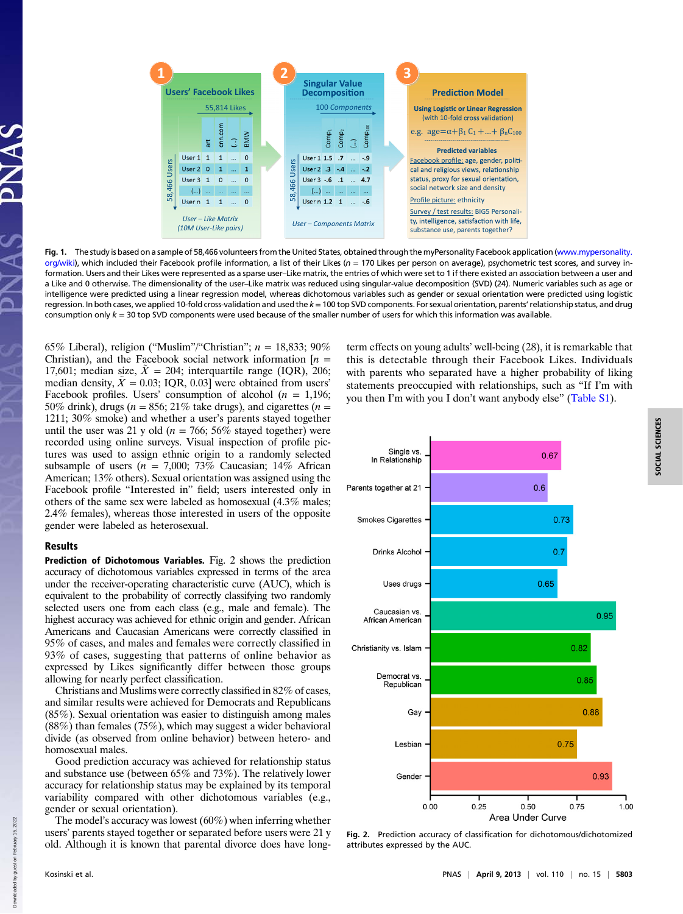**Fig. 1.** The study is based on a sample of 58,466 volunteers from the United States, obtained through the myPersonality Facebook application (www.mypersonality.org/wiki), which included their Facebook profile information, a list of their Likes ($n$ = 170 Likes per person on average), psychometric test scores, and survey information. Users and their Likes were represented as a sparse user–Like matrix, the entries of which were set to 1 if there existed an association between a user and a Like and 0 otherwise. The dimensionality of the user–Like matrix was reduced using singular-value decomposition (SVD) (24). Numeric variables such as age or intelligence were predicted using a linear regression model, whereas dichotomous variables such as gender or sexual orientation were predicted using logistic regression. In both cases, we applied 10-fold cross-validation and used the $k$ = 100 top SVD components. For sexual orientation, parents' relationship status, and drug consumption only $k$ = 30 top SVD components were used because of the smaller number of users for which this information was available.

65% Liberal), religion ("Muslim"/"Christian"; $n$ = 18,833; 90% Christian), and the Facebook social network information [$n$ = 17,601; median size, $\tilde{X}$ = 204; interquartile range (IQR), 206; median density, $\tilde{X}$ = 0.03; IQR, 0.03] were obtained from users' Facebook profiles. Users' consumption of alcohol ($n$ = 1,196; 50% drink), drugs ($n$ = 856; 21% take drugs), and cigarettes ($n$ = 1211; 30% smoke) and whether a user's parents stayed together until the user was 21 y old ($n$ = 766; 56% stayed together) were recorded using online surveys. Visual inspection of profile pictures was used to assign ethnic origin to a randomly selected subsample of users ($n$ = 7,000; 73% Caucasian; 14% African American; 13% others). Sexual orientation was assigned using the Facebook profile "Interested in" field; users interested only in others of the same sex were labeled as homosexual (4.3% males; 2.4% females), whereas those interested in users of the opposite gender were labeled as heterosexual.

## Results

**Prediction of Dichotomous Variables.** Fig. 2 shows the prediction accuracy of dichotomous variables expressed in terms of the area under the receiver-operating characteristic curve (AUC), which is equivalent to the probability of correctly classifying two randomly selected users one from each class (e.g., male and female). The highest accuracy was achieved for ethnic origin and gender. African Americans and Caucasian Americans were correctly classified in 95% of cases, and males and females were correctly classified in 93% of cases, suggesting that patterns of online behavior as expressed by Likes significantly differ between those groups allowing for nearly perfect classification.

Christians and Muslims were correctly classified in 82% of cases, and similar results were achieved for Democrats and Republicans (85%). Sexual orientation was easier to distinguish among males (88%) than females (75%), which may suggest a wider behavioral divide (as observed from online behavior) between hetero- and homosexual males.

Good prediction accuracy was achieved for relationship status and substance use (between 65% and 73%). The relatively lower accuracy for relationship status may be explained by its temporal variability compared with other dichotomous variables (e.g., gender or sexual orientation).

The model's accuracy was lowest (60%) when inferring whether users' parents stayed together or separated before users were 21 y old. Although it is known that parental divorce does have long-term effects on young adults' well-being (28), it is remarkable that this is detectable through their Facebook Likes. Individuals with parents who separated have a higher probability of liking statements preoccupied with relationships, such as "If I'm with you then I'm with you I don't want anybody else" (Table S1).

**Fig. 2.** Prediction accuracy of classification for dichotomous/dichotomized attributes expressed by the AUC.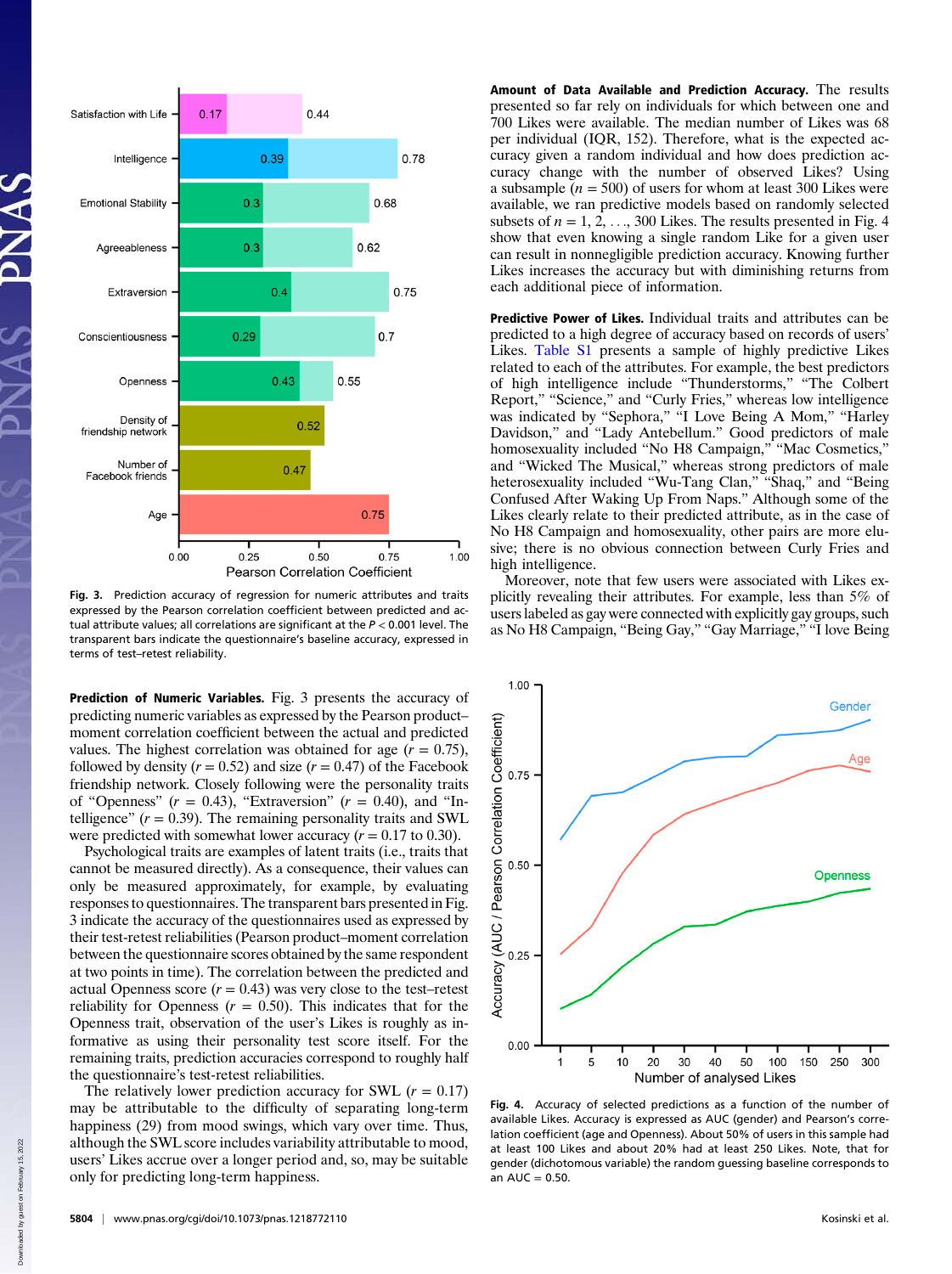Fig. 3. Prediction accuracy of regression for numeric attributes and traits expressed by the Pearson correlation coefficient between predicted and actual attribute values; all correlations are significant at the $P < 0.001$ level. The transparent bars indicate the questionnaire's baseline accuracy, expressed in terms of test–retest reliability.

**Prediction of Numeric Variables.** Fig. 3 presents the accuracy of predicting numeric variables as expressed by the Pearson product–moment correlation coefficient between the actual and predicted values. The highest correlation was obtained for age ($r = 0.75$), followed by density ($r = 0.52$) and size ($r = 0.47$) of the Facebook friendship network. Closely following were the personality traits of "Openness" ($r = 0.43$), "Extraversion" ($r = 0.40$), and "Intelligence" ($r = 0.39$). The remaining personality traits and SWL were predicted with somewhat lower accuracy ($r = 0.17$ to 0.30).

Psychological traits are examples of latent traits (i.e., traits that cannot be measured directly). As a consequence, their values can only be measured approximately, for example, by evaluating responses to questionnaires. The transparent bars presented in Fig. 3 indicate the accuracy of the questionnaires used as expressed by their test-retest reliabilities (Pearson product–moment correlation between the questionnaire scores obtained by the same respondent at two points in time). The correlation between the predicted and actual Openness score ($r = 0.43$) was very close to the test–retest reliability for Openness ($r = 0.50$). This indicates that for the Openness trait, observation of the user's Likes is roughly as informative as using their personality test score itself. For the remaining traits, prediction accuracies correspond to roughly half the questionnaire's test-retest reliabilities.

The relatively lower prediction accuracy for SWL ($r = 0.17$) may be attributable to the difficulty of separating long-term happiness (29) from mood swings, which vary over time. Thus, although the SWL score includes variability attributable to mood, users' Likes accrue over a longer period and, so, may be suitable only for predicting long-term happiness.

**Amount of Data Available and Prediction Accuracy.** The results presented so far rely on individuals for which between one and 700 Likes were available. The median number of Likes was 68 per individual (IQR, 152). Therefore, what is the expected accuracy given a random individual and how does prediction accuracy change with the number of observed Likes? Using a subsample ($n = 500$) of users for whom at least 300 Likes were available, we ran predictive models based on randomly selected subsets of $n = 1, 2, \ldots, 300$ Likes. The results presented in Fig. 4 show that even knowing a single random Like for a given user can result in nonnegligible prediction accuracy. Knowing further Likes increases the accuracy but with diminishing returns from each additional piece of information.

**Predictive Power of Likes.** Individual traits and attributes can be predicted to a high degree of accuracy based on records of users' Likes. Table S1 presents a sample of highly predictive Likes related to each of the attributes. For example, the best predictors of high intelligence include "Thunderstorms," "The Colbert Report," "Science," and "Curly Fries," whereas low intelligence was indicated by "Sephora," "I Love Being A Mom," "Harley Davidson," and "Lady Antebellum." Good predictors of male homosexuality included "No H8 Campaign," "Mac Cosmetics," and "Wicked The Musical," whereas strong predictors of male heterosexuality included "Wu-Tang Clan," "Shaq," and "Being Confused After Waking Up From Naps." Although some of the Likes clearly relate to their predicted attribute, as in the case of No H8 Campaign and homosexuality, other pairs are more elusive; there is no obvious connection between Curly Fries and high intelligence.

Moreover, note that few users were associated with Likes explicitly revealing their attributes. For example, less than 5% of users labeled as gay were connected with explicitly gay groups, such as No H8 Campaign, "Being Gay," "Gay Marriage," "I love Being

Fig. 4. Accuracy of selected predictions as a function of the number of available Likes. Accuracy is expressed as AUC (gender) and Pearson's correlation coefficient (age and Openness). About 50% of users in this sample had at least 100 Likes and about 20% had at least 250 Likes. Note, that for gender (dichotomous variable) the random guessing baseline corresponds to an AUC = 0.50.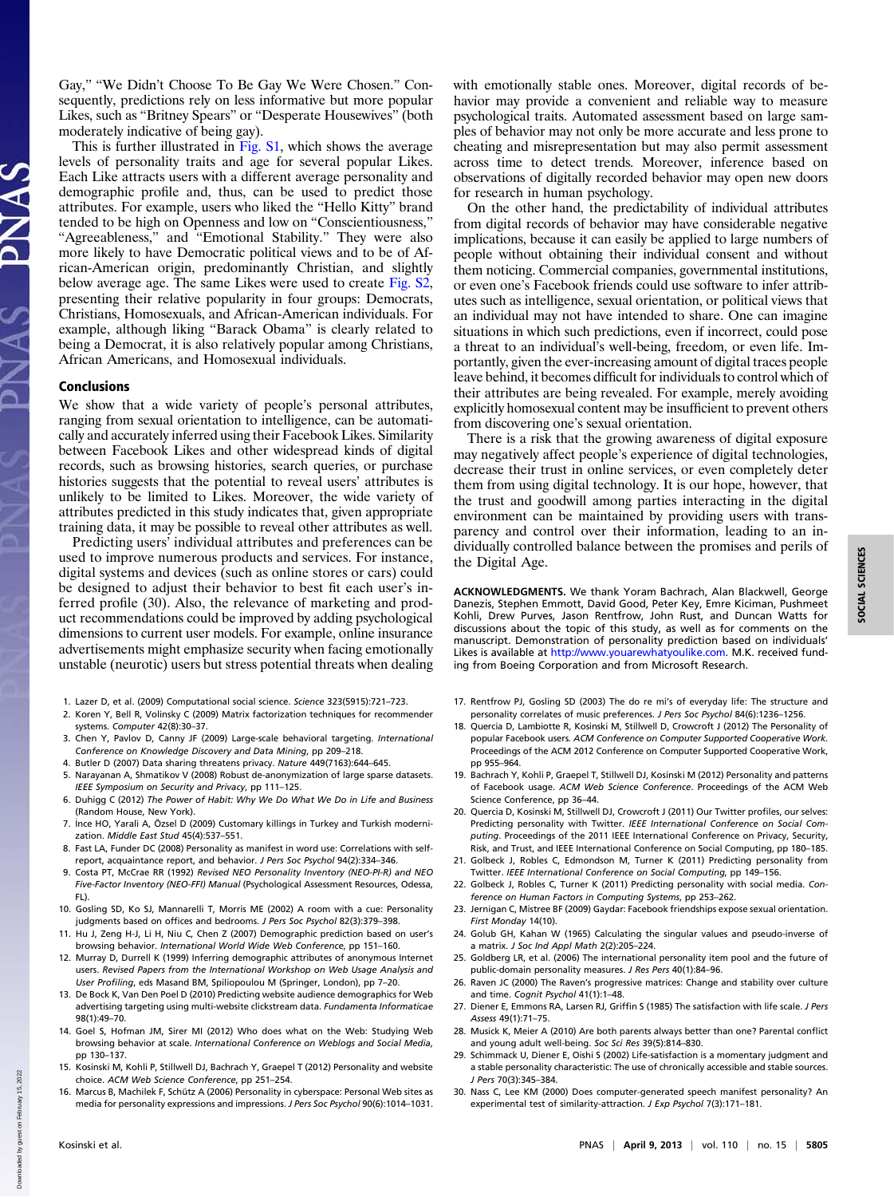Gay," "We Didn't Choose To Be Gay We Were Chosen." Consequently, predictions rely on less informative but more popular Likes, such as "Britney Spears" or "Desperate Housewives" (both moderately indicative of being gay).

This is further illustrated in Fig. S1, which shows the average levels of personality traits and age for several popular Likes. Each Like attracts users with a different average personality and demographic profile and, thus, can be used to predict those attributes. For example, users who liked the "Hello Kitty" brand tended to be high on Openness and low on "Conscientiousness," "Agreeableness," and "Emotional Stability." They were also more likely to have Democratic political views and to be of African-American origin, predominantly Christian, and slightly below average age. The same Likes were used to create Fig. S2, presenting their relative popularity in four groups: Democrats, Christians, Homosexuals, and African-American individuals. For example, although liking "Barack Obama" is clearly related to being a Democrat, it is also relatively popular among Christians, African Americans, and Homosexual individuals.

## Conclusions

We show that a wide variety of people's personal attributes, ranging from sexual orientation to intelligence, can be automatically and accurately inferred using their Facebook Likes. Similarity between Facebook Likes and other widespread kinds of digital records, such as browsing histories, search queries, or purchase histories suggests that the potential to reveal users' attributes is unlikely to be limited to Likes. Moreover, the wide variety of attributes predicted in this study indicates that, given appropriate training data, it may be possible to reveal other attributes as well.

Predicting users' individual attributes and preferences can be used to improve numerous products and services. For instance, digital systems and devices (such as online stores or cars) could be designed to adjust their behavior to best fit each user's inferred profile (30). Also, the relevance of marketing and product recommendations could be improved by adding psychological dimensions to current user models. For example, online insurance advertisements might emphasize security when facing emotionally unstable (neurotic) users but stress potential threats when dealing with emotionally stable ones. Moreover, digital records of behavior may provide a convenient and reliable way to measure psychological traits. Automated assessment based on large samples of behavior may not only be more accurate and less prone to cheating and misrepresentation but may also permit assessment across time to detect trends. Moreover, inference based on observations of digitally recorded behavior may open new doors for research in human psychology.

On the other hand, the predictability of individual attributes from digital records of behavior may have considerable negative implications, because it can easily be applied to large numbers of people without obtaining their individual consent and without them noticing. Commercial companies, governmental institutions, or even one's Facebook friends could use software to infer attributes such as intelligence, sexual orientation, or political views that an individual may not have intended to share. One can imagine situations in which such predictions, even if incorrect, could pose a threat to an individual's well-being, freedom, or even life. Importantly, given the ever-increasing amount of digital traces people leave behind, it becomes difficult for individuals to control which of their attributes are being revealed. For example, merely avoiding explicitly homosexual content may be insufficient to prevent others from discovering one's sexual orientation.

There is a risk that the growing awareness of digital exposure may negatively affect people's experience of digital technologies, decrease their trust in online services, or even completely deter them from using digital technology. It is our hope, however, that the trust and goodwill among parties interacting in the digital environment can be maintained by providing users with transparency and control over their information, leading to an individually controlled balance between the promises and perils of the Digital Age.

**ACKNOWLEDGMENTS.** We thank Yoram Bachrach, Alan Blackwell, George Danezis, Stephen Emmott, David Good, Peter Key, Emre Kiciman, Pushmeet Kohli, Drew Purves, Jason Rentfrow, John Rust, and Duncan Watts for discussions about the topic of this study, as well as for comments on the manuscript. Demonstration of personality prediction based on individuals' Likes is available at http://www.youarewhatyoulike.com. M.K. received funding from Boeing Corporation and from Microsoft Research.

1. Lazer D, et al. (2009) Computational social science. *Science* 323(5915):721–723.
2. Koren Y, Bell R, Volinsky C (2009) Matrix factorization techniques for recommender systems. *Computer* 42(8):30–37.
3. Chen Y, Pavlov D, Canny JF (2009) Large-scale behavioral targeting. *International Conference on Knowledge Discovery and Data Mining*, pp 209–218.
4. Butler D (2007) Data sharing threatens privacy. *Nature* 449(7163):644–645.
5. Narayanan A, Shmatikov V (2008) Robust de-anonymization of large sparse datasets. *IEEE Symposium on Security and Privacy*, pp 111–125.
6. Duhigg C (2012) *The Power of Habit: Why We Do What We Do in Life and Business* (Random House, New York).
7. İnce HO, Yarali A, Özsel D (2009) Customary killings in Turkey and Turkish modernization. *Middle East Stud* 45(4):537–551.
8. Fast LA, Funder DC (2008) Personality as manifest in word use: Correlations with self-report, acquaintance report, and behavior. *J Pers Soc Psychol* 94(2):334–346.
9. Costa PT, McCrae RR (1992) *Revised NEO Personality Inventory (NEO-PI-R) and NEO Five-Factor Inventory (NEO-FFI) Manual* (Psychological Assessment Resources, Odessa, FL).
10. Gosling SD, Ko SJ, Mannarelli T, Morris ME (2002) A room with a cue: Personality judgments based on offices and bedrooms. *J Pers Soc Psychol* 82(3):379–398.
11. Hu J, Zeng H-J, Li H, Niu C, Chen Z (2007) Demographic prediction based on user's browsing behavior. *International World Wide Web Conference*, pp 151–160.
12. Murray D, Durrell K (1999) Inferring demographic attributes of anonymous Internet users. *Revised Papers from the International Workshop on Web Usage Analysis and User Profiling*, eds Masand BM, Spiliopoulou M (Springer, London), pp 7–20.
13. De Bock K, Van Den Poel D (2010) Predicting website audience demographics for Web advertising targeting using multi-website clickstream data. *Fundamenta Informaticae* 98(1):49–70.
14. Goel S, Hofman JM, Sirer MI (2012) Who does what on the Web: Studying Web browsing behavior at scale. *International Conference on Weblogs and Social Media*, pp 130–137.
15. Kosinski M, Kohli P, Stillwell DJ, Bachrach Y, Graepel T (2012) Personality and website choice. *ACM Web Science Conference*, pp 251–254.
16. Marcus B, Machilek F, Schütz A (2006) Personality in cyberspace: Personal Web sites as media for personality expressions and impressions. *J Pers Soc Psychol* 90(6):1014–1031.
17. Rentfrow PJ, Gosling SD (2003) The do re mi's of everyday life: The structure and personality correlates of music preferences. *J Pers Soc Psychol* 84(6):1236–1256.
18. Quercia D, Lambiotte R, Kosinski M, Stillwell D, Crowcroft J (2012) The Personality of popular Facebook users. *ACM Conference on Computer Supported Cooperative Work*. Proceedings of the ACM 2012 Conference on Computer Supported Cooperative Work, pp 955–964.
19. Bachrach Y, Kohli P, Graepel T, Stillwell DJ, Kosinski M (2012) Personality and patterns of Facebook usage. *ACM Web Science Conference*. Proceedings of the ACM Web Science Conference, pp 36–44.
20. Quercia D, Kosinski M, Stillwell DJ, Crowcroft J (2011) Our Twitter profiles, our selves: Predicting personality with Twitter. *IEEE International Conference on Social Computing*. Proceedings of the 2011 IEEE International Conference on Privacy, Security, Risk, and Trust, and IEEE International Conference on Social Computing, pp 180–185.
21. Golbeck J, Robles C, Edmondson M, Turner K (2011) Predicting personality from Twitter. *IEEE International Conference on Social Computing*, pp 149–156.
22. Golbeck J, Robles C, Turner K (2011) Predicting personality with social media. *Conference on Human Factors in Computing Systems*, pp 253–262.
23. Jernigan C, Mistree BF (2009) Gaydar: Facebook friendships expose sexual orientation. *First Monday* 14(10).
24. Golub GH, Kahan W (1965) Calculating the singular values and pseudo-inverse of a matrix. *J Soc Ind Appl Math* 2(2):205–224.
25. Goldberg LR, et al. (2006) The international personality item pool and the future of public-domain personality measures. *J Res Pers* 40(1):84–96.
26. Raven JC (2000) The Raven's progressive matrices: Change and stability over culture and time. *Cognit Psychol* 41(1):1–48.
27. Diener E, Emmons RA, Larsen RJ, Griffin S (1985) The satisfaction with life scale. *J Pers Assess* 49(1):71–75.
28. Musick K, Meier A (2010) Are both parents always better than one? Parental conflict and young adult well-being. *Soc Sci Res* 39(5):814–830.
29. Schimmack U, Diener E, Oishi S (2002) Life-satisfaction is a momentary judgment and a stable personality characteristic: The use of chronically accessible and stable sources. *J Pers* 70(3):345–384.
30. Nass C, Lee KM (2000) Does computer-generated speech manifest personality? An experimental test of similarity-attraction. *J Exp Psychol* 7(3):171–181.